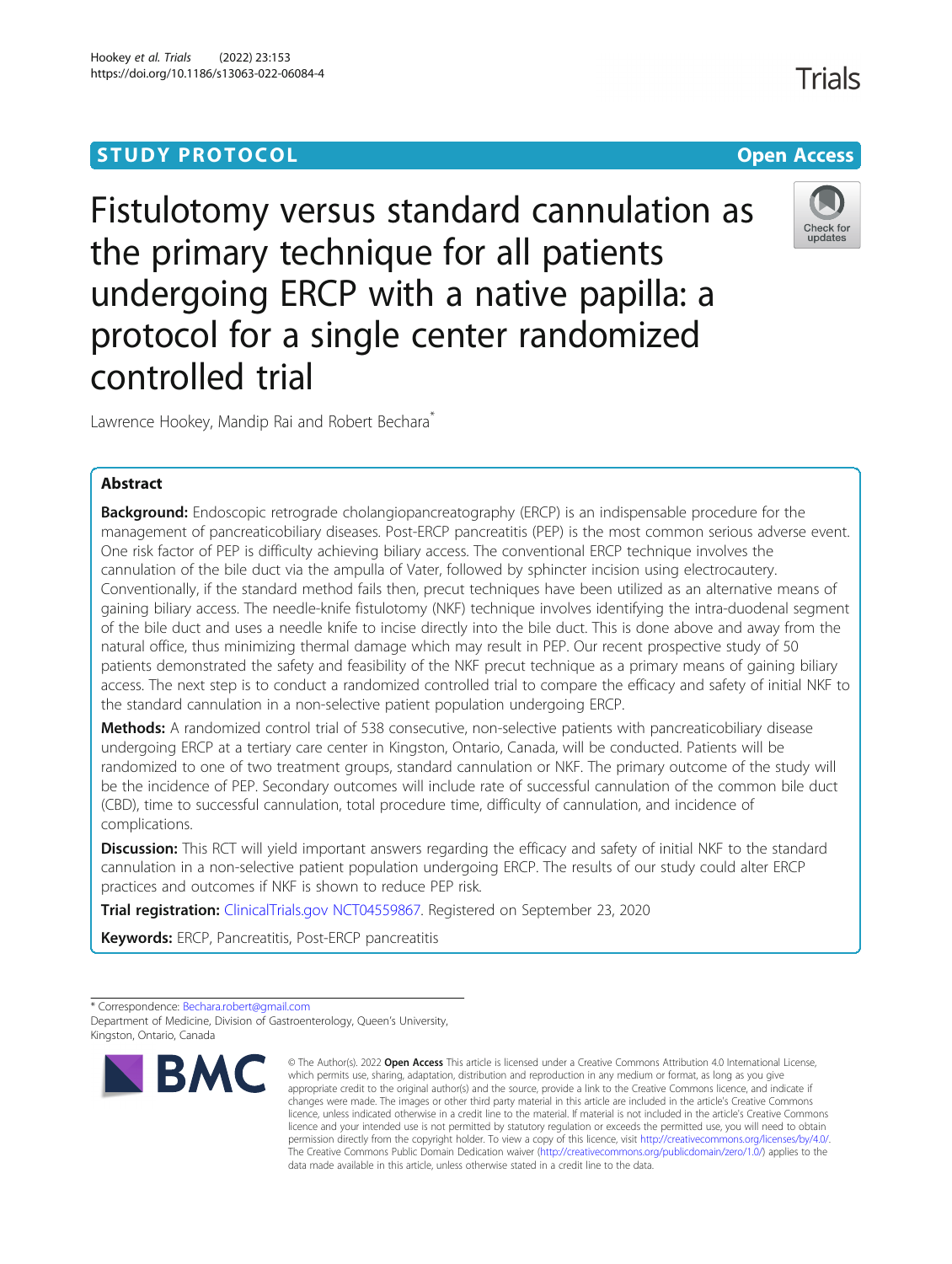STUDY PROTOCOL

Open Access

# Fistulotomy versus standard cannulation as the primary technique for all patients undergoing ERCP with a native papilla: a protocol for a single center randomized controlled trial

Lawrence Hookey, Mandip Rai and Robert Bechara*

## Abstract

**Background:** Endoscopic retrograde cholangiopancreatography (ERCP) is an indispensable procedure for the management of pancreaticobiliary diseases. Post-ERCP pancreatitis (PEP) is the most common serious adverse event. One risk factor of PEP is difficulty achieving biliary access. The conventional ERCP technique involves the cannulation of the bile duct via the ampulla of Vater, followed by sphincter incision using electrocautery. Conventionally, if the standard method fails then, precut techniques have been utilized as an alternative means of gaining biliary access. The needle-knife fistulotomy (NKF) technique involves identifying the intra-duodenal segment of the bile duct and uses a needle knife to incise directly into the bile duct. This is done above and away from the natural office, thus minimizing thermal damage which may result in PEP. Our recent prospective study of 50 patients demonstrated the safety and feasibility of the NKF precut technique as a primary means of gaining biliary access. The next step is to conduct a randomized controlled trial to compare the efficacy and safety of initial NKF to the standard cannulation in a non-selective patient population undergoing ERCP.

**Methods:** A randomized control trial of 538 consecutive, non-selective patients with pancreaticobiliary disease undergoing ERCP at a tertiary care center in Kingston, Ontario, Canada, will be conducted. Patients will be randomized to one of two treatment groups, standard cannulation or NKF. The primary outcome of the study will be the incidence of PEP. Secondary outcomes will include rate of successful cannulation of the common bile duct (CBD), time to successful cannulation, total procedure time, difficulty of cannulation, and incidence of complications.

**Discussion:** This RCT will yield important answers regarding the efficacy and safety of initial NKF to the standard cannulation in a non-selective patient population undergoing ERCP. The results of our study could alter ERCP practices and outcomes if NKF is shown to reduce PEP risk.

**Trial registration:** ClinicalTrials.gov NCT04559867. Registered on September 23, 2020

**Keywords:** ERCP, Pancreatitis, Post-ERCP pancreatitis

---

* Correspondence: Bechara.robert@gmail.com
Department of Medicine, Division of Gastroenterology, Queen's University, Kingston, Ontario, Canada

© The Author(s). 2022 **Open Access** This article is licensed under a Creative Commons Attribution 4.0 International License, which permits use, sharing, adaptation, distribution and reproduction in any medium or format, as long as you give appropriate credit to the original author(s) and the source, provide a link to the Creative Commons licence, and indicate if changes were made. The images or other third party material in this article are included in the article's Creative Commons licence, unless indicated otherwise in a credit line to the material. If material is not included in the article's Creative Commons licence and your intended use is not permitted by statutory regulation or exceeds the permitted use, you will need to obtain permission directly from the copyright holder. To view a copy of this licence, visit http://creativecommons.org/licenses/by/4.0/. The Creative Commons Public Domain Dedication waiver (http://creativecommons.org/publicdomain/zero/1.0/) applies to the data made available in this article, unless otherwise stated in a credit line to the data.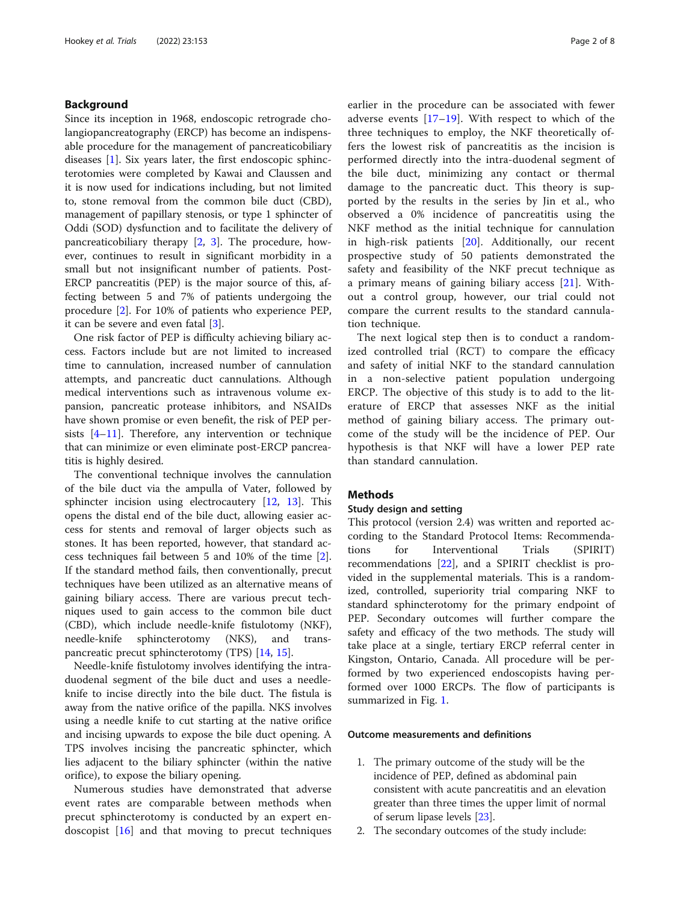## Background

Since its inception in 1968, endoscopic retrograde cholangiopancreatography (ERCP) has become an indispensable procedure for the management of pancreaticobiliary diseases [1]. Six years later, the first endoscopic sphincterotomies were completed by Kawai and Claussen and it is now used for indications including, but not limited to, stone removal from the common bile duct (CBD), management of papillary stenosis, or type 1 sphincter of Oddi (SOD) dysfunction and to facilitate the delivery of pancreaticobiliary therapy [2, 3]. The procedure, however, continues to result in significant morbidity in a small but not insignificant number of patients. Post-ERCP pancreatitis (PEP) is the major source of this, affecting between 5 and 7% of patients undergoing the procedure [2]. For 10% of patients who experience PEP, it can be severe and even fatal [3].

One risk factor of PEP is difficulty achieving biliary access. Factors include but are not limited to increased time to cannulation, increased number of cannulation attempts, and pancreatic duct cannulations. Although medical interventions such as intravenous volume expansion, pancreatic protease inhibitors, and NSAIDs have shown promise or even benefit, the risk of PEP persists [4–11]. Therefore, any intervention or technique that can minimize or even eliminate post-ERCP pancreatitis is highly desired.

The conventional technique involves the cannulation of the bile duct via the ampulla of Vater, followed by sphincter incision using electrocautery [12, 13]. This opens the distal end of the bile duct, allowing easier access for stents and removal of larger objects such as stones. It has been reported, however, that standard access techniques fail between 5 and 10% of the time [2]. If the standard method fails, then conventionally, precut techniques have been utilized as an alternative means of gaining biliary access. There are various precut techniques used to gain access to the common bile duct (CBD), which include needle-knife fistulotomy (NKF), needle-knife sphincterotomy (NKS), and trans-pancreatic precut sphincterotomy (TPS) [14, 15].

Needle-knife fistulotomy involves identifying the intra-duodenal segment of the bile duct and uses a needle-knife to incise directly into the bile duct. The fistula is away from the native orifice of the papilla. NKS involves using a needle knife to cut starting at the native orifice and incising upwards to expose the bile duct opening. A TPS involves incising the pancreatic sphincter, which lies adjacent to the biliary sphincter (within the native orifice), to expose the biliary opening.

Numerous studies have demonstrated that adverse event rates are comparable between methods when precut sphincterotomy is conducted by an expert endoscopist [16] and that moving to precut techniques earlier in the procedure can be associated with fewer adverse events [17–19]. With respect to which of the three techniques to employ, the NKF theoretically offers the lowest risk of pancreatitis as the incision is performed directly into the intra-duodenal segment of the bile duct, minimizing any contact or thermal damage to the pancreatic duct. This theory is supported by the results in the series by Jin et al., who observed a 0% incidence of pancreatitis using the NKF method as the initial technique for cannulation in high-risk patients [20]. Additionally, our recent prospective study of 50 patients demonstrated the safety and feasibility of the NKF precut technique as a primary means of gaining biliary access [21]. Without a control group, however, our trial could not compare the current results to the standard cannulation technique.

The next logical step then is to conduct a randomized controlled trial (RCT) to compare the efficacy and safety of initial NKF to the standard cannulation in a non-selective patient population undergoing ERCP. The objective of this study is to add to the literature of ERCP that assesses NKF as the initial method of gaining biliary access. The primary outcome of the study will be the incidence of PEP. Our hypothesis is that NKF will have a lower PEP rate than standard cannulation.

## Methods

### Study design and setting

This protocol (version 2.4) was written and reported according to the Standard Protocol Items: Recommendations for Interventional Trials (SPIRIT) recommendations [22], and a SPIRIT checklist is provided in the supplemental materials. This is a randomized, controlled, superiority trial comparing NKF to standard sphincterotomy for the primary endpoint of PEP. Secondary outcomes will further compare the safety and efficacy of the two methods. The study will take place at a single, tertiary ERCP referral center in Kingston, Ontario, Canada. All procedure will be performed by two experienced endoscopists having performed over 1000 ERCPs. The flow of participants is summarized in Fig. 1.

### Outcome measurements and definitions

1. The primary outcome of the study will be the incidence of PEP, defined as abdominal pain consistent with acute pancreatitis and an elevation greater than three times the upper limit of normal of serum lipase levels [23].
2. The secondary outcomes of the study include: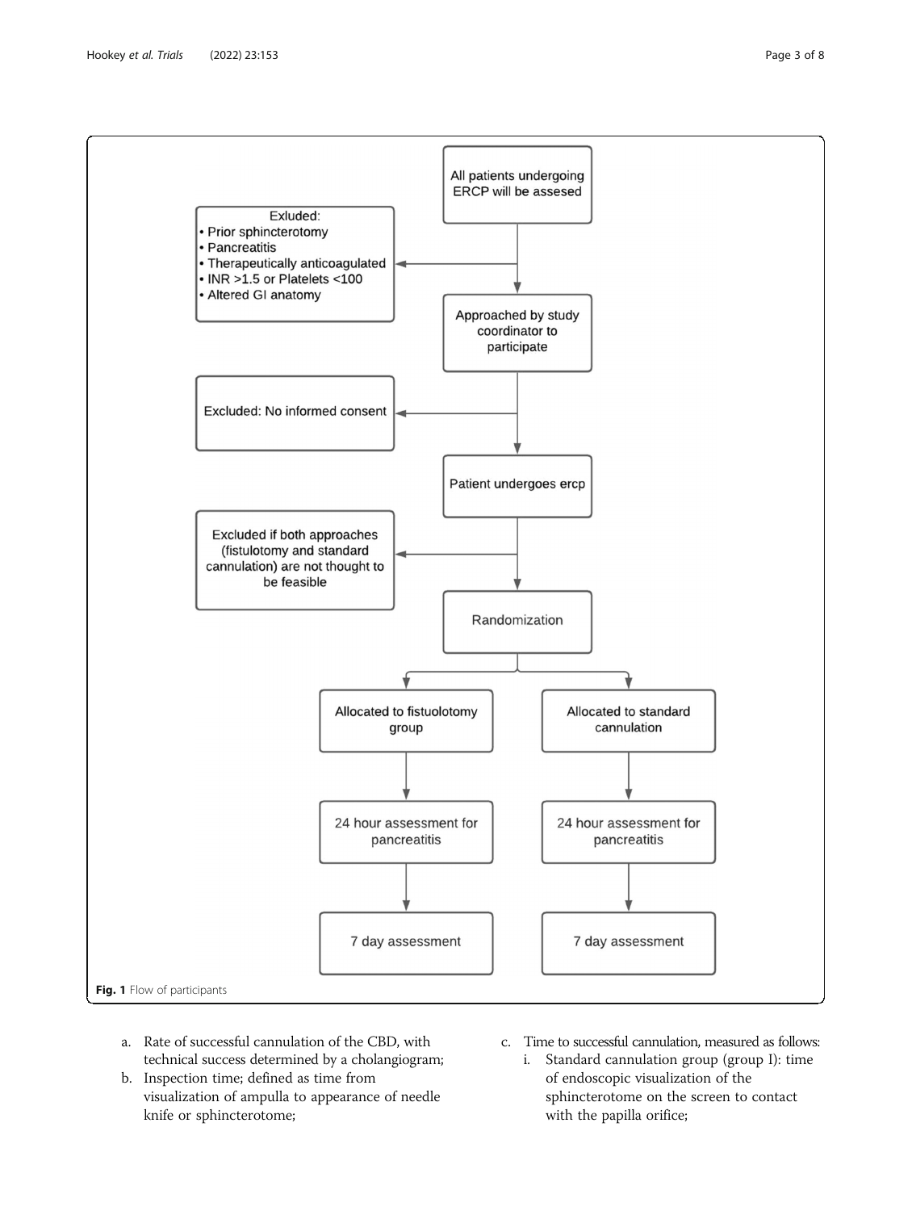All patients undergoing ERCP will be assesed

Exluded:
- Prior sphincterotomy
- Pancreatitis
- Therapeutically anticoagulated
- INR >1.5 or Platelets <100
- Altered GI anatomy

Approached by study coordinator to participate

Excluded: No informed consent

Patient undergoes ercp

Excluded if both approaches (fistulotomy and standard cannulation) are not thought to be feasible

Randomization

Allocated to fistuolotomy group | Allocated to standard cannulation

24 hour assessment for pancreatitis | 24 hour assessment for pancreatitis

7 day assessment | 7 day assessment

**Fig. 1** Flow of participants

a. Rate of successful cannulation of the CBD, with technical success determined by a cholangiogram;
b. Inspection time; defined as time from visualization of ampulla to appearance of needle knife or sphincterotome;
c. Time to successful cannulation, measured as follows:
   i. Standard cannulation group (group I): time of endoscopic visualization of the sphincterotome on the screen to contact with the papilla orifice;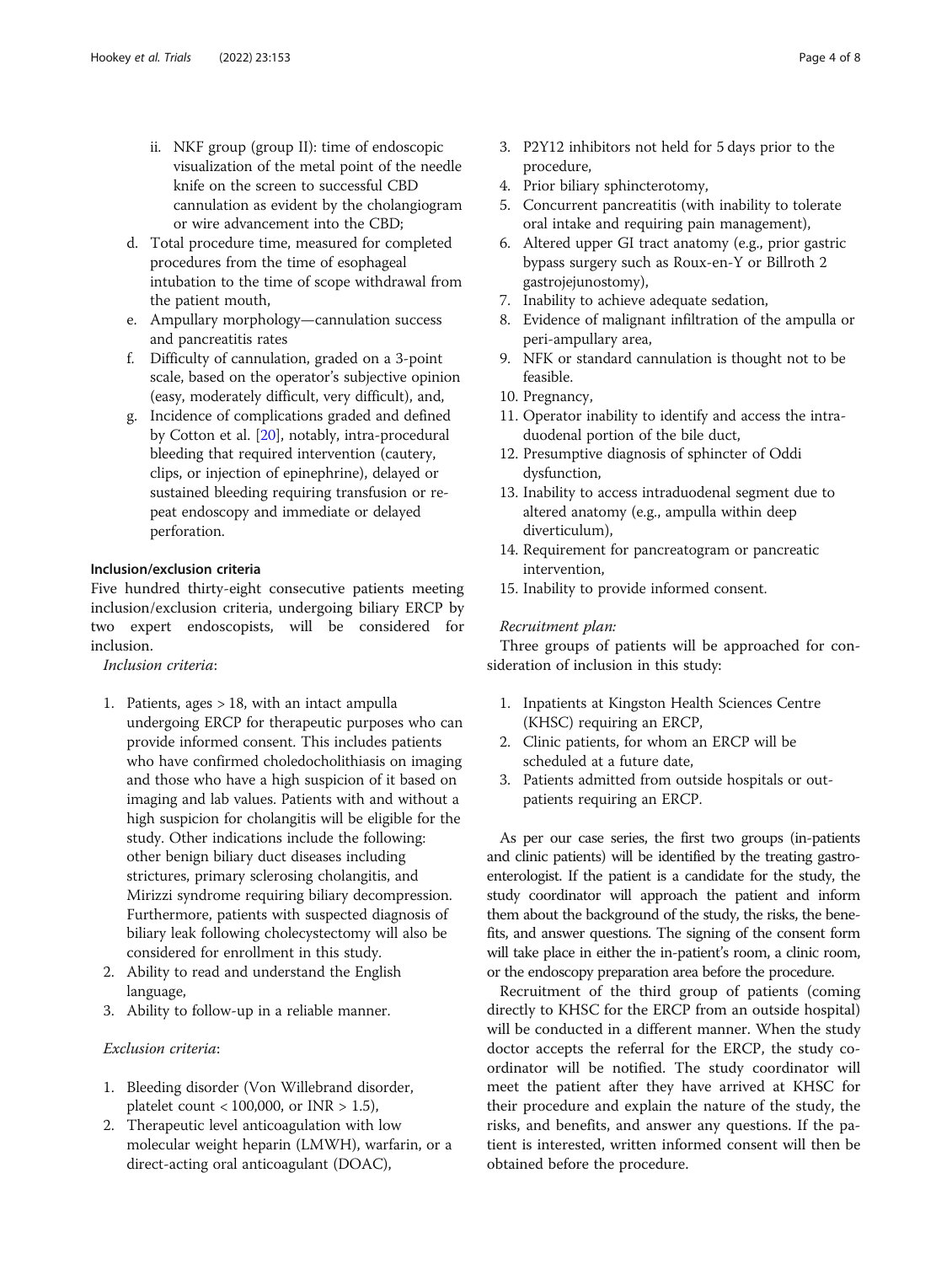ii. NKF group (group II): time of endoscopic visualization of the metal point of the needle knife on the screen to successful CBD cannulation as evident by the cholangiogram or wire advancement into the CBD;

d. Total procedure time, measured for completed procedures from the time of esophageal intubation to the time of scope withdrawal from the patient mouth,
e. Ampullary morphology—cannulation success and pancreatitis rates
f. Difficulty of cannulation, graded on a 3-point scale, based on the operator's subjective opinion (easy, moderately difficult, very difficult), and,
g. Incidence of complications graded and defined by Cotton et al. [20], notably, intra-procedural bleeding that required intervention (cautery, clips, or injection of epinephrine), delayed or sustained bleeding requiring transfusion or repeat endoscopy and immediate or delayed perforation.

### Inclusion/exclusion criteria

Five hundred thirty-eight consecutive patients meeting inclusion/exclusion criteria, undergoing biliary ERCP by two expert endoscopists, will be considered for inclusion.

*Inclusion criteria*:

1. Patients, ages > 18, with an intact ampulla undergoing ERCP for therapeutic purposes who can provide informed consent. This includes patients who have confirmed choledocholithiasis on imaging and those who have a high suspicion of it based on imaging and lab values. Patients with and without a high suspicion for cholangitis will be eligible for the study. Other indications include the following: other benign biliary duct diseases including strictures, primary sclerosing cholangitis, and Mirizzi syndrome requiring biliary decompression. Furthermore, patients with suspected diagnosis of biliary leak following cholecystectomy will also be considered for enrollment in this study.
2. Ability to read and understand the English language,
3. Ability to follow-up in a reliable manner.

*Exclusion criteria*:

1. Bleeding disorder (Von Willebrand disorder, platelet count < 100,000, or INR > 1.5),
2. Therapeutic level anticoagulation with low molecular weight heparin (LMWH), warfarin, or a direct-acting oral anticoagulant (DOAC),
3. P2Y12 inhibitors not held for 5 days prior to the procedure,
4. Prior biliary sphincterotomy,
5. Concurrent pancreatitis (with inability to tolerate oral intake and requiring pain management),
6. Altered upper GI tract anatomy (e.g., prior gastric bypass surgery such as Roux-en-Y or Billroth 2 gastrojejunostomy),
7. Inability to achieve adequate sedation,
8. Evidence of malignant infiltration of the ampulla or peri-ampullary area,
9. NFK or standard cannulation is thought not to be feasible.
10. Pregnancy,
11. Operator inability to identify and access the intraduodenal portion of the bile duct,
12. Presumptive diagnosis of sphincter of Oddi dysfunction,
13. Inability to access intraduodenal segment due to altered anatomy (e.g., ampulla within deep diverticulum),
14. Requirement for pancreatogram or pancreatic intervention,
15. Inability to provide informed consent.

*Recruitment plan:*

Three groups of patients will be approached for consideration of inclusion in this study:

1. Inpatients at Kingston Health Sciences Centre (KHSC) requiring an ERCP,
2. Clinic patients, for whom an ERCP will be scheduled at a future date,
3. Patients admitted from outside hospitals or outpatients requiring an ERCP.

As per our case series, the first two groups (in-patients and clinic patients) will be identified by the treating gastroenterologist. If the patient is a candidate for the study, the study coordinator will approach the patient and inform them about the background of the study, the risks, the benefits, and answer questions. The signing of the consent form will take place in either the in-patient's room, a clinic room, or the endoscopy preparation area before the procedure.

Recruitment of the third group of patients (coming directly to KHSC for the ERCP from an outside hospital) will be conducted in a different manner. When the study doctor accepts the referral for the ERCP, the study coordinator will be notified. The study coordinator will meet the patient after they have arrived at KHSC for their procedure and explain the nature of the study, the risks, and benefits, and answer any questions. If the patient is interested, written informed consent will then be obtained before the procedure.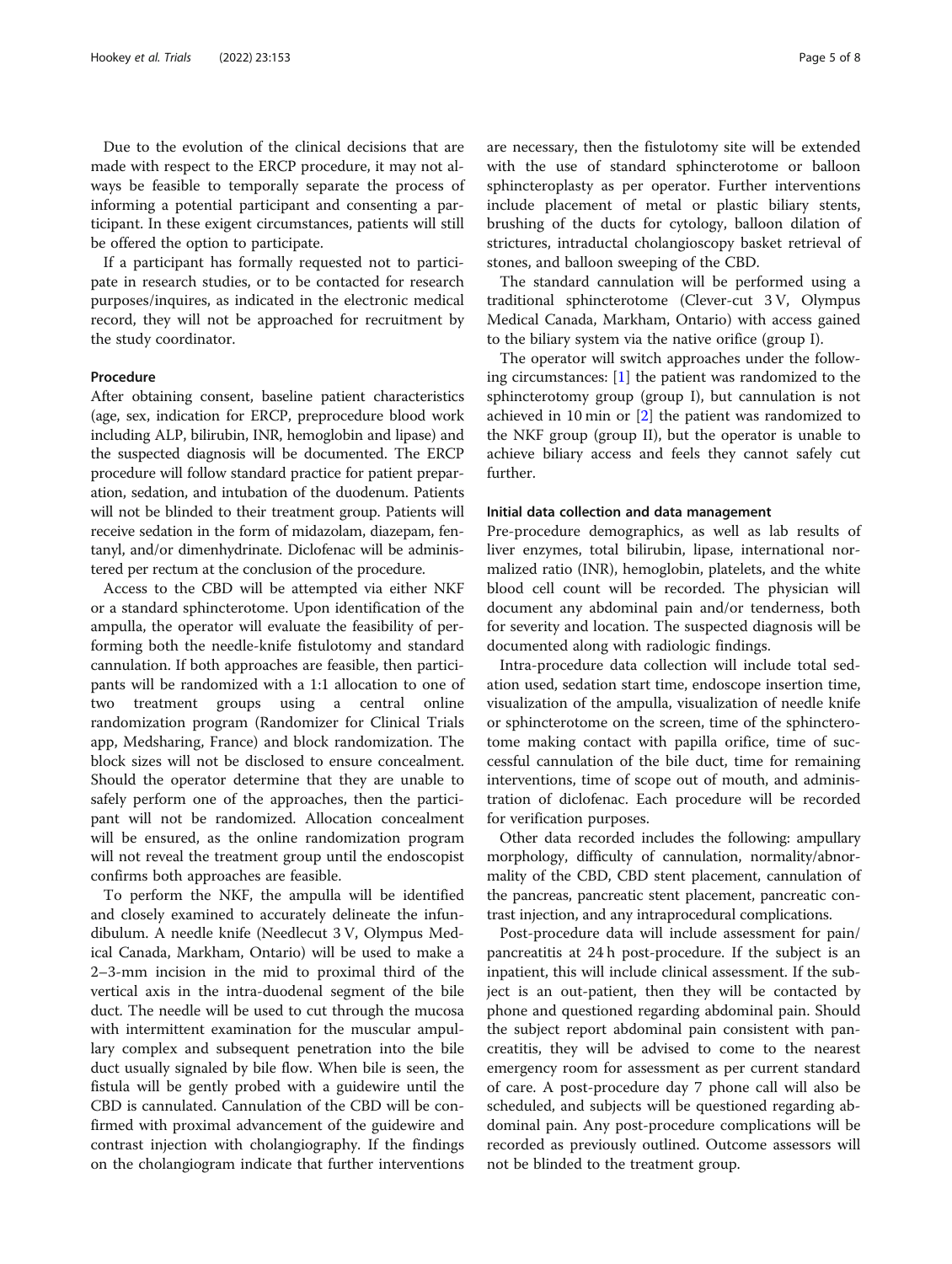Due to the evolution of the clinical decisions that are made with respect to the ERCP procedure, it may not always be feasible to temporally separate the process of informing a potential participant and consenting a participant. In these exigent circumstances, patients will still be offered the option to participate.

If a participant has formally requested not to participate in research studies, or to be contacted for research purposes/inquires, as indicated in the electronic medical record, they will not be approached for recruitment by the study coordinator.

#### Procedure

After obtaining consent, baseline patient characteristics (age, sex, indication for ERCP, preprocedure blood work including ALP, bilirubin, INR, hemoglobin and lipase) and the suspected diagnosis will be documented. The ERCP procedure will follow standard practice for patient preparation, sedation, and intubation of the duodenum. Patients will not be blinded to their treatment group. Patients will receive sedation in the form of midazolam, diazepam, fentanyl, and/or dimenhydrinate. Diclofenac will be administered per rectum at the conclusion of the procedure.

Access to the CBD will be attempted via either NKF or a standard sphincterotome. Upon identification of the ampulla, the operator will evaluate the feasibility of performing both the needle-knife fistulotomy and standard cannulation. If both approaches are feasible, then participants will be randomized with a 1:1 allocation to one of two treatment groups using a central online randomization program (Randomizer for Clinical Trials app, Medsharing, France) and block randomization. The block sizes will not be disclosed to ensure concealment. Should the operator determine that they are unable to safely perform one of the approaches, then the participant will not be randomized. Allocation concealment will be ensured, as the online randomization program will not reveal the treatment group until the endoscopist confirms both approaches are feasible.

To perform the NKF, the ampulla will be identified and closely examined to accurately delineate the infundibulum. A needle knife (Needlecut 3 V, Olympus Medical Canada, Markham, Ontario) will be used to make a 2–3-mm incision in the mid to proximal third of the vertical axis in the intra-duodenal segment of the bile duct. The needle will be used to cut through the mucosa with intermittent examination for the muscular ampullary complex and subsequent penetration into the bile duct usually signaled by bile flow. When bile is seen, the fistula will be gently probed with a guidewire until the CBD is cannulated. Cannulation of the CBD will be confirmed with proximal advancement of the guidewire and contrast injection with cholangiography. If the findings on the cholangiogram indicate that further interventions are necessary, then the fistulotomy site will be extended with the use of standard sphincterotome or balloon sphincteroplasty as per operator. Further interventions include placement of metal or plastic biliary stents, brushing of the ducts for cytology, balloon dilation of strictures, intraductal cholangioscopy basket retrieval of stones, and balloon sweeping of the CBD.

The standard cannulation will be performed using a traditional sphincterotome (Clever-cut 3 V, Olympus Medical Canada, Markham, Ontario) with access gained to the biliary system via the native orifice (group I).

The operator will switch approaches under the following circumstances: [1] the patient was randomized to the sphincterotomy group (group I), but cannulation is not achieved in 10 min or [2] the patient was randomized to the NKF group (group II), but the operator is unable to achieve biliary access and feels they cannot safely cut further.

#### Initial data collection and data management

Pre-procedure demographics, as well as lab results of liver enzymes, total bilirubin, lipase, international normalized ratio (INR), hemoglobin, platelets, and the white blood cell count will be recorded. The physician will document any abdominal pain and/or tenderness, both for severity and location. The suspected diagnosis will be documented along with radiologic findings.

Intra-procedure data collection will include total sedation used, sedation start time, endoscope insertion time, visualization of the ampulla, visualization of needle knife or sphincterotome on the screen, time of the sphincterotome making contact with papilla orifice, time of successful cannulation of the bile duct, time for remaining interventions, time of scope out of mouth, and administration of diclofenac. Each procedure will be recorded for verification purposes.

Other data recorded includes the following: ampullary morphology, difficulty of cannulation, normality/abnormality of the CBD, CBD stent placement, cannulation of the pancreas, pancreatic stent placement, pancreatic contrast injection, and any intraprocedural complications.

Post-procedure data will include assessment for pain/pancreatitis at 24 h post-procedure. If the subject is an inpatient, this will include clinical assessment. If the subject is an out-patient, then they will be contacted by phone and questioned regarding abdominal pain. Should the subject report abdominal pain consistent with pancreatitis, they will be advised to come to the nearest emergency room for assessment as per current standard of care. A post-procedure day 7 phone call will also be scheduled, and subjects will be questioned regarding abdominal pain. Any post-procedure complications will be recorded as previously outlined. Outcome assessors will not be blinded to the treatment group.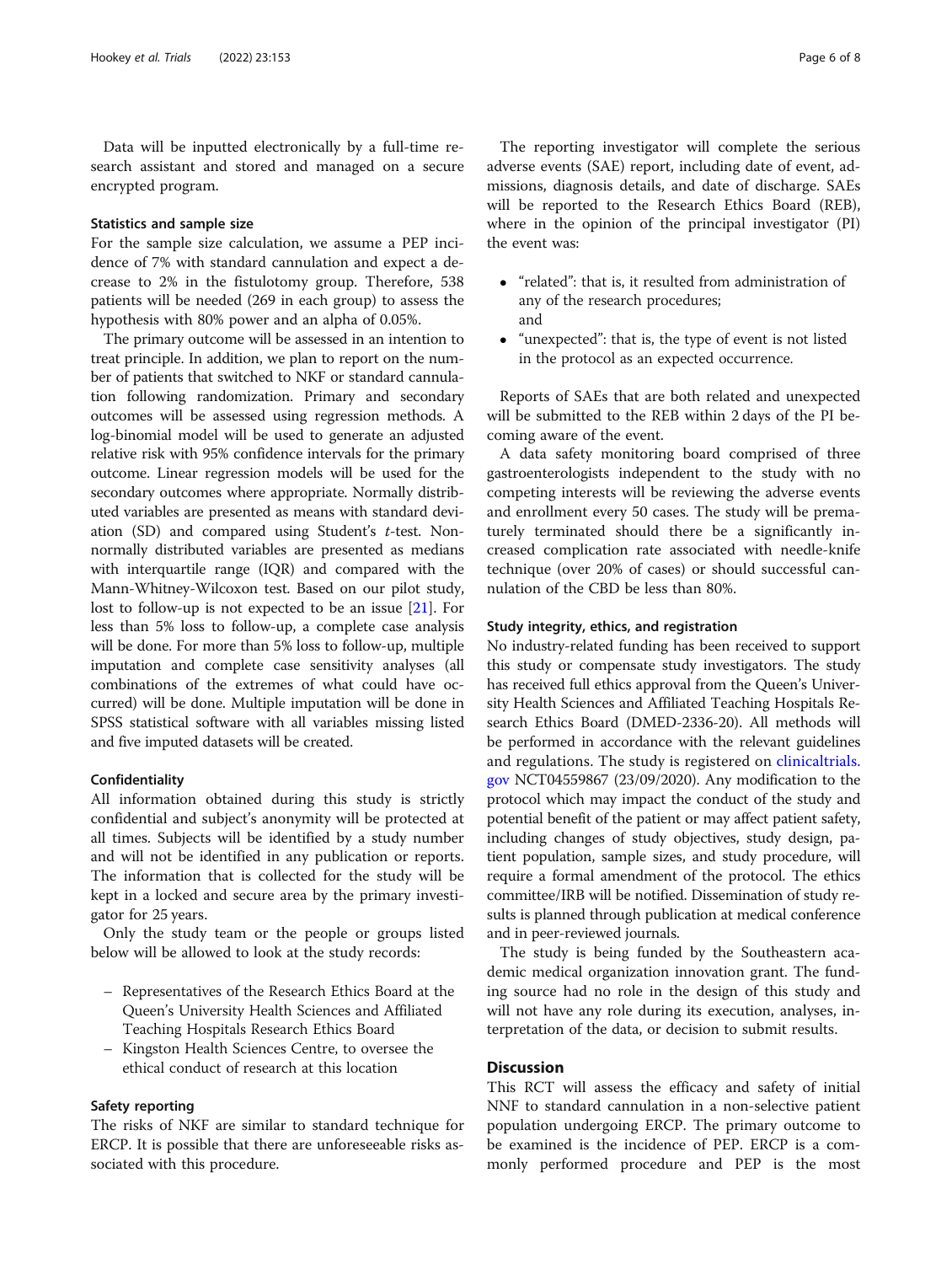Data will be inputted electronically by a full-time research assistant and stored and managed on a secure encrypted program.

### Statistics and sample size

For the sample size calculation, we assume a PEP incidence of 7% with standard cannulation and expect a decrease to 2% in the fistulotomy group. Therefore, 538 patients will be needed (269 in each group) to assess the hypothesis with 80% power and an alpha of 0.05%.

The primary outcome will be assessed in an intention to treat principle. In addition, we plan to report on the number of patients that switched to NKF or standard cannulation following randomization. Primary and secondary outcomes will be assessed using regression methods. A log-binomial model will be used to generate an adjusted relative risk with 95% confidence intervals for the primary outcome. Linear regression models will be used for the secondary outcomes where appropriate. Normally distributed variables are presented as means with standard deviation (SD) and compared using Student's *t*-test. Non-normally distributed variables are presented as medians with interquartile range (IQR) and compared with the Mann-Whitney-Wilcoxon test. Based on our pilot study, lost to follow-up is not expected to be an issue [21]. For less than 5% loss to follow-up, a complete case analysis will be done. For more than 5% loss to follow-up, multiple imputation and complete case sensitivity analyses (all combinations of the extremes of what could have occurred) will be done. Multiple imputation will be done in SPSS statistical software with all variables missing listed and five imputed datasets will be created.

### Confidentiality

All information obtained during this study is strictly confidential and subject's anonymity will be protected at all times. Subjects will be identified by a study number and will not be identified in any publication or reports. The information that is collected for the study will be kept in a locked and secure area by the primary investigator for 25 years.

Only the study team or the people or groups listed below will be allowed to look at the study records:

- Representatives of the Research Ethics Board at the Queen's University Health Sciences and Affiliated Teaching Hospitals Research Ethics Board
- Kingston Health Sciences Centre, to oversee the ethical conduct of research at this location

### Safety reporting

The risks of NKF are similar to standard technique for ERCP. It is possible that there are unforeseeable risks associated with this procedure.

The reporting investigator will complete the serious adverse events (SAE) report, including date of event, admissions, diagnosis details, and date of discharge. SAEs will be reported to the Research Ethics Board (REB), where in the opinion of the principal investigator (PI) the event was:

- "related": that is, it resulted from administration of any of the research procedures;
  and
- "unexpected": that is, the type of event is not listed in the protocol as an expected occurrence.

Reports of SAEs that are both related and unexpected will be submitted to the REB within 2 days of the PI becoming aware of the event.

A data safety monitoring board comprised of three gastroenterologists independent to the study with no competing interests will be reviewing the adverse events and enrollment every 50 cases. The study will be prematurely terminated should there be a significantly increased complication rate associated with needle-knife technique (over 20% of cases) or should successful cannulation of the CBD be less than 80%.

### Study integrity, ethics, and registration

No industry-related funding has been received to support this study or compensate study investigators. The study has received full ethics approval from the Queen's University Health Sciences and Affiliated Teaching Hospitals Research Ethics Board (DMED-2336-20). All methods will be performed in accordance with the relevant guidelines and regulations. The study is registered on clinicaltrials.gov NCT04559867 (23/09/2020). Any modification to the protocol which may impact the conduct of the study and potential benefit of the patient or may affect patient safety, including changes of study objectives, study design, patient population, sample sizes, and study procedure, will require a formal amendment of the protocol. The ethics committee/IRB will be notified. Dissemination of study results is planned through publication at medical conference and in peer-reviewed journals.

The study is being funded by the Southeastern academic medical organization innovation grant. The funding source had no role in the design of this study and will not have any role during its execution, analyses, interpretation of the data, or decision to submit results.

## Discussion

This RCT will assess the efficacy and safety of initial NNF to standard cannulation in a non-selective patient population undergoing ERCP. The primary outcome to be examined is the incidence of PEP. ERCP is a commonly performed procedure and PEP is the most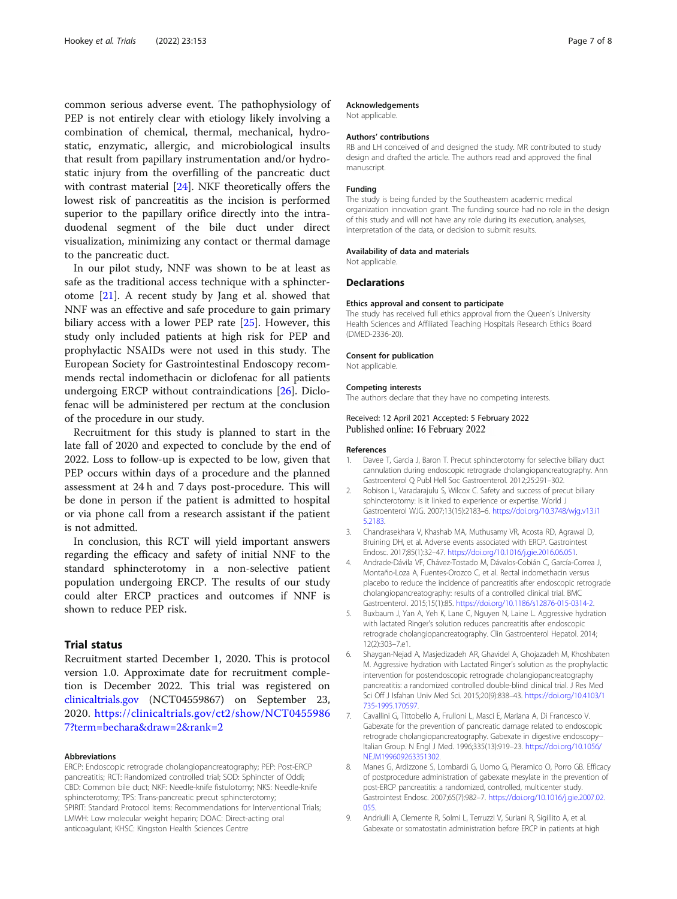common serious adverse event. The pathophysiology of PEP is not entirely clear with etiology likely involving a combination of chemical, thermal, mechanical, hydrostatic, enzymatic, allergic, and microbiological insults that result from papillary instrumentation and/or hydrostatic injury from the overfilling of the pancreatic duct with contrast material [24]. NKF theoretically offers the lowest risk of pancreatitis as the incision is performed superior to the papillary orifice directly into the intraduodenal segment of the bile duct under direct visualization, minimizing any contact or thermal damage to the pancreatic duct.

In our pilot study, NNF was shown to be at least as safe as the traditional access technique with a sphincterotome [21]. A recent study by Jang et al. showed that NNF was an effective and safe procedure to gain primary biliary access with a lower PEP rate [25]. However, this study only included patients at high risk for PEP and prophylactic NSAIDs were not used in this study. The European Society for Gastrointestinal Endoscopy recommends rectal indomethacin or diclofenac for all patients undergoing ERCP without contraindications [26]. Diclofenac will be administered per rectum at the conclusion of the procedure in our study.

Recruitment for this study is planned to start in the late fall of 2020 and expected to conclude by the end of 2022. Loss to follow-up is expected to be low, given that PEP occurs within days of a procedure and the planned assessment at 24 h and 7 days post-procedure. This will be done in person if the patient is admitted to hospital or via phone call from a research assistant if the patient is not admitted.

In conclusion, this RCT will yield important answers regarding the efficacy and safety of initial NNF to the standard sphincterotomy in a non-selective patient population undergoing ERCP. The results of our study could alter ERCP practices and outcomes if NNF is shown to reduce PEP risk.

## Trial status

Recruitment started December 1, 2020. This is protocol version 1.0. Approximate date for recruitment completion is December 2022. This trial was registered on clinicaltrials.gov (NCT04559867) on September 23, 2020. https://clinicaltrials.gov/ct2/show/NCT04559867?term=bechara&draw=2&rank=2

### Abbreviations

ERCP: Endoscopic retrograde cholangiopancreatography; PEP: Post-ERCP pancreatitis; RCT: Randomized controlled trial; SOD: Sphincter of Oddi; CBD: Common bile duct; NKF: Needle-knife fistulotomy; NKS: Needle-knife sphincterotomy; TPS: Trans-pancreatic precut sphincterotomy; SPIRIT: Standard Protocol Items: Recommendations for Interventional Trials; LMWH: Low molecular weight heparin; DOAC: Direct-acting oral anticoagulant; KHSC: Kingston Health Sciences Centre

### Acknowledgements

Not applicable.

### Authors' contributions

RB and LH conceived of and designed the study. MR contributed to study design and drafted the article. The authors read and approved the final manuscript.

### Funding

The study is being funded by the Southeastern academic medical organization innovation grant. The funding source had no role in the design of this study and will not have any role during its execution, analyses, interpretation of the data, or decision to submit results.

### Availability of data and materials

Not applicable.

## Declarations

### Ethics approval and consent to participate

The study has received full ethics approval from the Queen's University Health Sciences and Affiliated Teaching Hospitals Research Ethics Board (DMED-2336-20).

### Consent for publication

Not applicable.

### Competing interests

The authors declare that they have no competing interests.

Received: 12 April 2021 Accepted: 5 February 2022
Published online: 16 February 2022

### References

1. Davee T, Garcia J, Baron T. Precut sphincterotomy for selective biliary duct cannulation during endoscopic retrograde cholangiopancreatography. Ann Gastroenterol Q Publ Hell Soc Gastroenterol. 2012;25:291–302.
2. Robison L, Varadarajulu S, Wilcox C. Safety and success of precut biliary sphincterotomy: is it linked to experience or expertise. World J Gastroenterol WJG. 2007;13(15):2183–6. https://doi.org/10.3748/wjg.v13.i15.2183.
3. Chandrasekhara V, Khashab MA, Muthusamy VR, Acosta RD, Agrawal D, Bruining DH, et al. Adverse events associated with ERCP. Gastrointest Endosc. 2017;85(1):32–47. https://doi.org/10.1016/j.gie.2016.06.051.
4. Andrade-Dávila VF, Chávez-Tostado M, Dávalos-Cobián C, García-Correa J, Montaño-Loza A, Fuentes-Orozco C, et al. Rectal indomethacin versus placebo to reduce the incidence of pancreatitis after endoscopic retrograde cholangiopancreatography: results of a controlled clinical trial. BMC Gastroenterol. 2015;15(1):85. https://doi.org/10.1186/s12876-015-0314-2.
5. Buxbaum J, Yan A, Yeh K, Lane C, Nguyen N, Laine L. Aggressive hydration with lactated Ringer's solution reduces pancreatitis after endoscopic retrograde cholangiopancreatography. Clin Gastroenterol Hepatol. 2014;12(2):303–7.e1.
6. Shaygan-Nejad A, Masjedizadeh AR, Ghavidel A, Ghojazadeh M, Khoshbaten M. Aggressive hydration with Lactated Ringer's solution as the prophylactic intervention for postendoscopic retrograde cholangiopancreatography pancreatitis: a randomized controlled double-blind clinical trial. J Res Med Sci Off J Isfahan Univ Med Sci. 2015;20(9):838–43. https://doi.org/10.4103/1735-1995.170597.
7. Cavallini G, Tittobello A, Frulloni L, Masci E, Mariana A, Di Francesco V. Gabexate for the prevention of pancreatic damage related to endoscopic retrograde cholangiopancreatography. Gabexate in digestive endoscopy--Italian Group. N Engl J Med. 1996;335(13):919–23. https://doi.org/10.1056/NEJM199609263351302.
8. Manes G, Ardizzone S, Lombardi G, Uomo G, Pieramico O, Porro GB. Efficacy of postprocedure administration of gabexate mesylate in the prevention of post-ERCP pancreatitis: a randomized, controlled, multicenter study. Gastrointest Endosc. 2007;65(7):982–7. https://doi.org/10.1016/j.gie.2007.02.055.
9. Andriulli A, Clemente R, Solmi L, Terruzzi V, Suriani R, Sigillito A, et al. Gabexate or somatostatin administration before ERCP in patients at high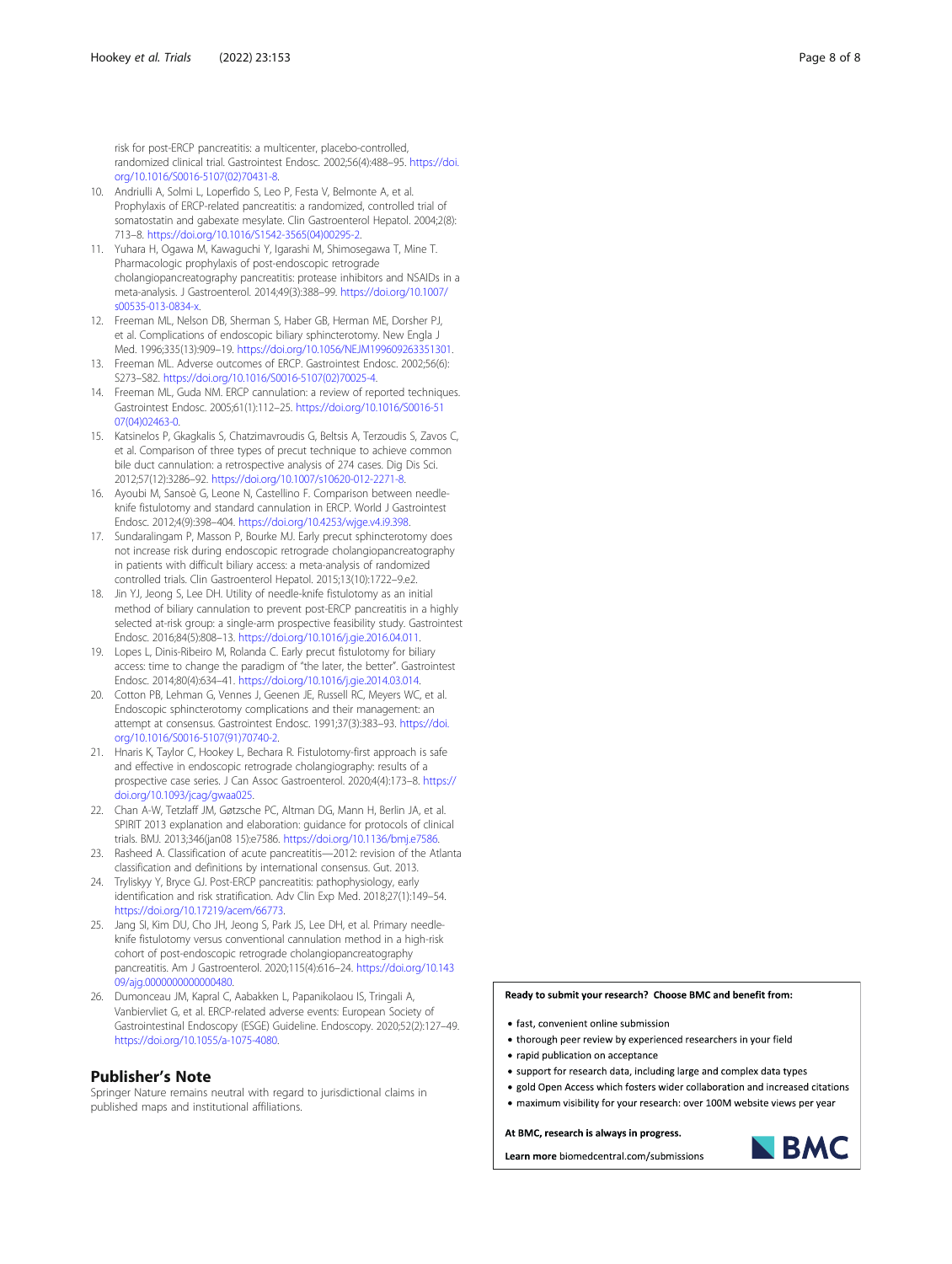risk for post-ERCP pancreatitis: a multicenter, placebo-controlled, randomized clinical trial. Gastrointest Endosc. 2002;56(4):488–95. https://doi.org/10.1016/S0016-5107(02)70431-8.

10. Andriulli A, Solmi L, Loperfido S, Leo P, Festa V, Belmonte A, et al. Prophylaxis of ERCP-related pancreatitis: a randomized, controlled trial of somatostatin and gabexate mesylate. Clin Gastroenterol Hepatol. 2004;2(8):713–8. https://doi.org/10.1016/S1542-3565(04)00295-2.
11. Yuhara H, Ogawa M, Kawaguchi Y, Igarashi M, Shimosegawa T, Mine T. Pharmacologic prophylaxis of post-endoscopic retrograde cholangiopancreatography pancreatitis: protease inhibitors and NSAIDs in a meta-analysis. J Gastroenterol. 2014;49(3):388–99. https://doi.org/10.1007/s00535-013-0834-x.
12. Freeman ML, Nelson DB, Sherman S, Haber GB, Herman ME, Dorsher PJ, et al. Complications of endoscopic biliary sphincterotomy. New Engla J Med. 1996;335(13):909–19. https://doi.org/10.1056/NEJM199609263351301.
13. Freeman ML. Adverse outcomes of ERCP. Gastrointest Endosc. 2002;56(6):S273–S82. https://doi.org/10.1016/S0016-5107(02)70025-4.
14. Freeman ML, Guda NM. ERCP cannulation: a review of reported techniques. Gastrointest Endosc. 2005;61(1):112–25. https://doi.org/10.1016/S0016-5107(04)02463-0.
15. Katsinelos P, Gkagkalis S, Chatzimavroudis G, Beltsis A, Terzoudis S, Zavos C, et al. Comparison of three types of precut technique to achieve common bile duct cannulation: a retrospective analysis of 274 cases. Dig Dis Sci. 2012;57(12):3286–92. https://doi.org/10.1007/s10620-012-2271-8.
16. Ayoubi M, Sansoè G, Leone N, Castellino F. Comparison between needle-knife fistulotomy and standard cannulation in ERCP. World J Gastrointest Endosc. 2012;4(9):398–404. https://doi.org/10.4253/wjge.v4.i9.398.
17. Sundaralingam P, Masson P, Bourke MJ. Early precut sphincterotomy does not increase risk during endoscopic retrograde cholangiopancreatography in patients with difficult biliary access: a meta-analysis of randomized controlled trials. Clin Gastroenterol Hepatol. 2015;13(10):1722–9.e2.
18. Jin YJ, Jeong S, Lee DH. Utility of needle-knife fistulotomy as an initial method of biliary cannulation to prevent post-ERCP pancreatitis in a highly selected at-risk group: a single-arm prospective feasibility study. Gastrointest Endosc. 2016;84(5):808–13. https://doi.org/10.1016/j.gie.2016.04.011.
19. Lopes L, Dinis-Ribeiro M, Rolanda C. Early precut fistulotomy for biliary access: time to change the paradigm of "the later, the better". Gastrointest Endosc. 2014;80(4):634–41. https://doi.org/10.1016/j.gie.2014.03.014.
20. Cotton PB, Lehman G, Vennes J, Geenen JE, Russell RC, Meyers WC, et al. Endoscopic sphincterotomy complications and their management: an attempt at consensus. Gastrointest Endosc. 1991;37(3):383–93. https://doi.org/10.1016/S0016-5107(91)70740-2.
21. Hnaris K, Taylor C, Hookey L, Bechara R. Fistulotomy-first approach is safe and effective in endoscopic retrograde cholangiography: results of a prospective case series. J Can Assoc Gastroenterol. 2020;4(4):173–8. https://doi.org/10.1093/jcag/gwaa025.
22. Chan A-W, Tetzlaff JM, Gøtzsche PC, Altman DG, Mann H, Berlin JA, et al. SPIRIT 2013 explanation and elaboration: guidance for protocols of clinical trials. BMJ. 2013;346(jan08 15):e7586. https://doi.org/10.1136/bmj.e7586.
23. Rasheed A. Classification of acute pancreatitis—2012: revision of the Atlanta classification and definitions by international consensus. Gut. 2013.
24. Tryliskyy Y, Bryce GJ. Post-ERCP pancreatitis: pathophysiology, early identification and risk stratification. Adv Clin Exp Med. 2018;27(1):149–54. https://doi.org/10.17219/acem/66773.
25. Jang SI, Kim DU, Cho JH, Jeong S, Park JS, Lee DH, et al. Primary needle-knife fistulotomy versus conventional cannulation method in a high-risk cohort of post-endoscopic retrograde cholangiopancreatography pancreatitis. Am J Gastroenterol. 2020;115(4):616–24. https://doi.org/10.14309/ajg.0000000000000480.
26. Dumonceau JM, Kapral C, Aabakken L, Papanikolaou IS, Tringali A, Vanbiervliet G, et al. ERCP-related adverse events: European Society of Gastrointestinal Endoscopy (ESGE) Guideline. Endoscopy. 2020;52(2):127–49. https://doi.org/10.1055/a-1075-4080.

## Publisher's Note

Springer Nature remains neutral with regard to jurisdictional claims in published maps and institutional affiliations.

**Ready to submit your research? Choose BMC and benefit from:**

- fast, convenient online submission
- thorough peer review by experienced researchers in your field
- rapid publication on acceptance
- support for research data, including large and complex data types
- gold Open Access which fosters wider collaboration and increased citations
- maximum visibility for your research: over 100M website views per year

**At BMC, research is always in progress.**

**Learn more** biomedcentral.com/submissions